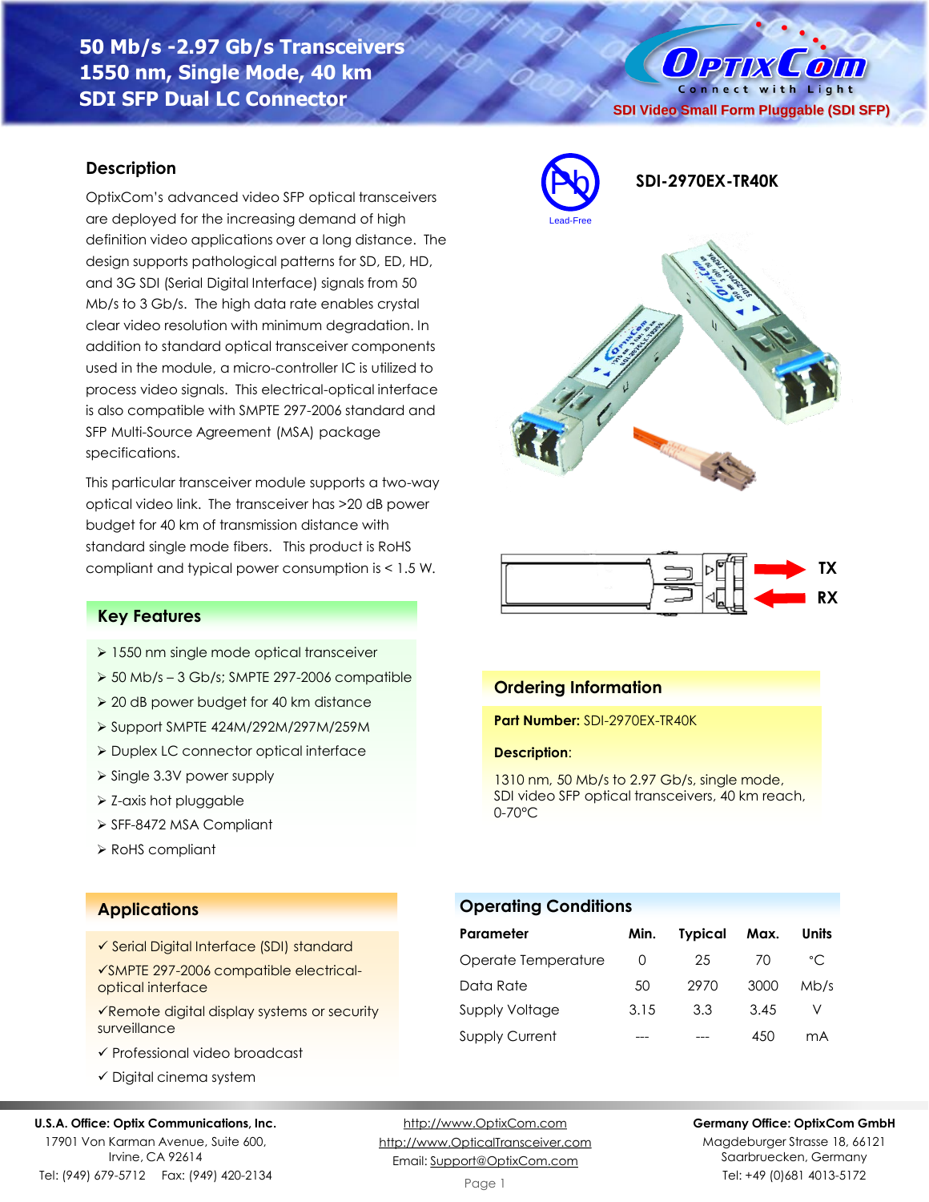# 50 Mb/s -2.97 Gb/s Transceivers 1550 nm, Single Mode, 40 km SDI SFP Dual LC Connector

SDI Video Small Form Pluggable (SDI SFP)

**SDI-2970EX-TR40K**

Lead-Free

## Description

OptixCom's advanced video SFP optical transceivers are deployed for the increasing demand of high definition video applications over a long distance. The design supports pathological patterns for SD, ED, HD, and 3G SDI (Serial Digital Interface) signals from 50 Mb/s to 3 Gb/s. The high data rate enables crystal clear video resolution with minimum degradation. In addition to standard optical transceiver components used in the module, a micro-controller IC is utilized to process video signals. This electrical-optical interface is also compatible with SMPTE 297-2006 standard and SFP Multi-Source Agreement (MSA) package specifications.

This particular transceiver module supports a two-way optical video link. The transceiver has >20 dB power budget for 40 km of transmission distance with standard single mode fibers. This product is RoHS compliant and typical power consumption is < 1.5 W.

TX

RX

## Key Features

- 1550 nm single mode optical transceiver
- 50 Mb/s – 3 Gb/s; SMPTE 297-2006 compatible
- 20 dB power budget for 40 km distance
- Support SMPTE 424M/292M/297M/259M
- Duplex LC connector optical interface
- Single 3.3V power supply
- Z-axis hot pluggable
- SFF-8472 MSA Compliant
- RoHS compliant

## Ordering Information

**Part Number:** SDI-2970EX-TR40K

**Description**:

1310 nm, 50 Mb/s to 2.97 Gb/s, single mode, SDI video SFP optical transceivers, 40 km reach, 0-70°C

## Applications

- ✓ Serial Digital Interface (SDI) standard
- ✓ SMPTE 297-2006 compatible electrical-optical interface
- ✓ Remote digital display systems or security surveillance
- ✓ Professional video broadcast
- ✓ Digital cinema system

## Operating Conditions

| Parameter | Min. | Typical | Max. | Units |
|---|---|---|---|---|
| Operate Temperature | 0 | 25 | 70 | °C |
| Data Rate | 50 | 2970 | 3000 | Mb/s |
| Supply Voltage | 3.15 | 3.3 | 3.45 | V |
| Supply Current | --- | --- | 450 | mA |

**U.S.A. Office: Optix Communications, Inc.**
17901 Von Karman Avenue, Suite 600,
Irvine, CA 92614
Tel: (949) 679-5712 Fax: (949) 420-2134

http://www.OptixCom.com
http://www.OpticalTransceiver.com
Email: Support@OptixCom.com

**Germany Office: OptixCom GmbH**
Magdeburger Strasse 18, 66121
Saarbruecken, Germany
Tel: +49 (0)681 4013-5172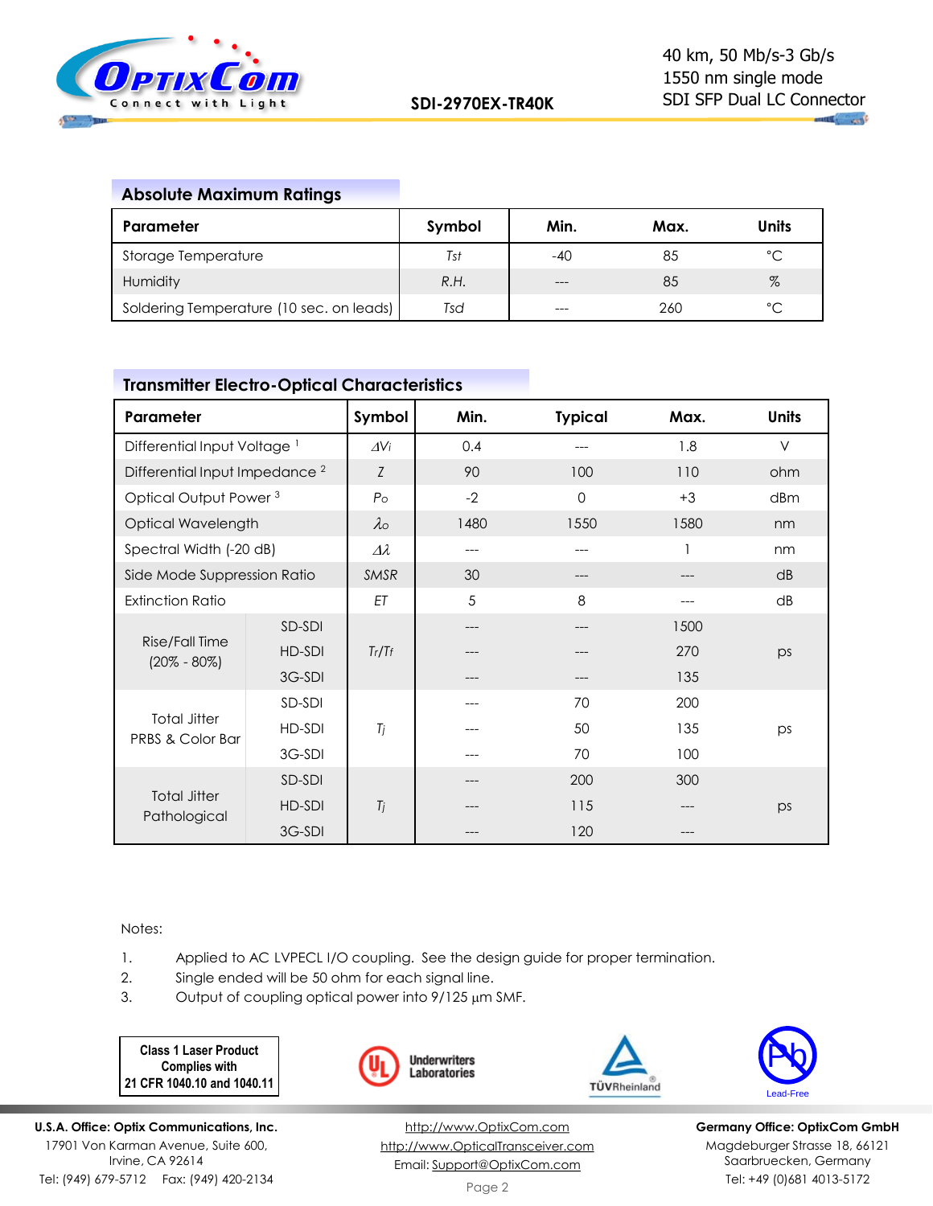## Absolute Maximum Ratings

| Parameter | Symbol | Min. | Max. | Units |
|---|---|---|---|---|
| Storage Temperature | *Tst* | -40 | 85 | °C |
| Humidity | *R.H.* | --- | 85 | % |
| Soldering Temperature (10 sec. on leads) | *Tsd* | --- | 260 | °C |

## Transmitter Electro-Optical Characteristics

| Parameter | | Symbol | Min. | Typical | Max. | Units |
|---|---|---|---|---|---|---|
| Differential Input Voltage [1] | | $\Delta V_i$ | 0.4 | --- | 1.8 | V |
| Differential Input Impedance [2] | | *Z* | 90 | 100 | 110 | ohm |
| Optical Output Power [3] | | $P_o$ | -2 | 0 | +3 | dBm |
| Optical Wavelength | | $\lambda_o$ | 1480 | 1550 | 1580 | nm |
| Spectral Width (-20 dB) | | $\Delta\lambda$ | --- | --- | 1 | nm |
| Side Mode Suppression Ratio | | *SMSR* | 30 | --- | --- | dB |
| Extinction Ratio | | *ET* | 5 | 8 | --- | dB |
| Rise/Fall Time (20% - 80%) | SD-SDI | $T_r/T_f$ | --- | --- | 1500 | ps |
| | HD-SDI | | --- | --- | 270 | |
| | 3G-SDI | | --- | --- | 135 | |
| Total Jitter PRBS & Color Bar | SD-SDI | $T_j$ | --- | 70 | 200 | ps |
| | HD-SDI | | --- | 50 | 135 | |
| | 3G-SDI | | --- | 70 | 100 | |
| Total Jitter Pathological | SD-SDI | $T_j$ | --- | 200 | 300 | ps |
| | HD-SDI | | --- | 115 | --- | |
| | 3G-SDI | | --- | 120 | --- | |

Notes:

1. Applied to AC LVPECL I/O coupling. See the design guide for proper termination.
2. Single ended will be 50 ohm for each signal line.
3. Output of coupling optical power into 9/125 µm SMF.

**Class 1 Laser Product Complies with 21 CFR 1040.10 and 1040.11**

Underwriters Laboratories

TÜVRheinland

Lead-Free

**U.S.A. Office: Optix Communications, Inc.**
17901 Von Karman Avenue, Suite 600,
Irvine, CA 92614
Tel: (949) 679-5712 Fax: (949) 420-2134

http://www.OptixCom.com
http://www.OpticalTransceiver.com
Email: Support@OptixCom.com

**Germany Office: OptixCom GmbH**
Magdeburger Strasse 18, 66121
Saarbruecken, Germany
Tel: +49 (0)681 4013-5172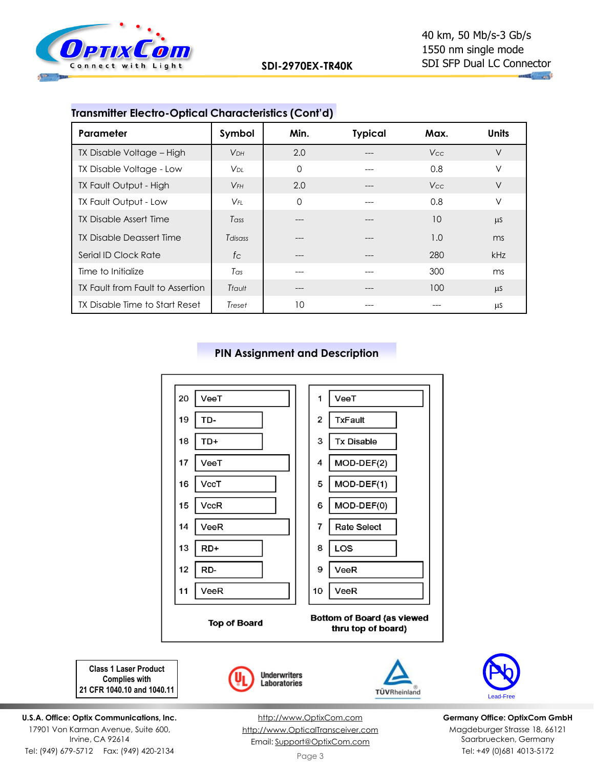## Transmitter Electro-Optical Characteristics (Cont'd)

| Parameter | Symbol | Min. | Typical | Max. | Units |
|---|---|---|---|---|---|
| TX Disable Voltage – High | $V_{DH}$ | 2.0 | --- | $V_{CC}$ | V |
| TX Disable Voltage - Low | $V_{DL}$ | 0 | --- | 0.8 | V |
| TX Fault Output - High | $V_{FH}$ | 2.0 | --- | $V_{CC}$ | V |
| TX Fault Output - Low | $V_{FL}$ | 0 | --- | 0.8 | V |
| TX Disable Assert Time | $T_{ass}$ | --- | --- | 10 | µs |
| TX Disable Deassert Time | $T_{disass}$ | --- | --- | 1.0 | ms |
| Serial ID Clock Rate | $f_C$ | --- | --- | 280 | kHz |
| Time to Initialize | $T_{as}$ | --- | --- | 300 | ms |
| TX Fault from Fault to Assertion | $T_{fault}$ | --- | --- | 100 | µs |
| TX Disable Time to Start Reset | $T_{reset}$ | 10 | --- | --- | µs |

## PIN Assignment and Description

| Pin | Top of Board | Pin | Bottom of Board (as viewed thru top of board) |
|---|---|---|---|
| 20 | VeeT | 1 | VeeT |
| 19 | TD- | 2 | TxFault |
| 18 | TD+ | 3 | Tx Disable |
| 17 | VeeT | 4 | MOD-DEF(2) |
| 16 | VccT | 5 | MOD-DEF(1) |
| 15 | VccR | 6 | MOD-DEF(0) |
| 14 | VeeR | 7 | Rate Select |
| 13 | RD+ | 8 | LOS |
| 12 | RD- | 9 | VeeR |
| 11 | VeeR | 10 | VeeR |

Class 1 Laser Product Complies with 21 CFR 1040.10 and 1040.11

Underwriters Laboratories

TÜVRheinland

Lead-Free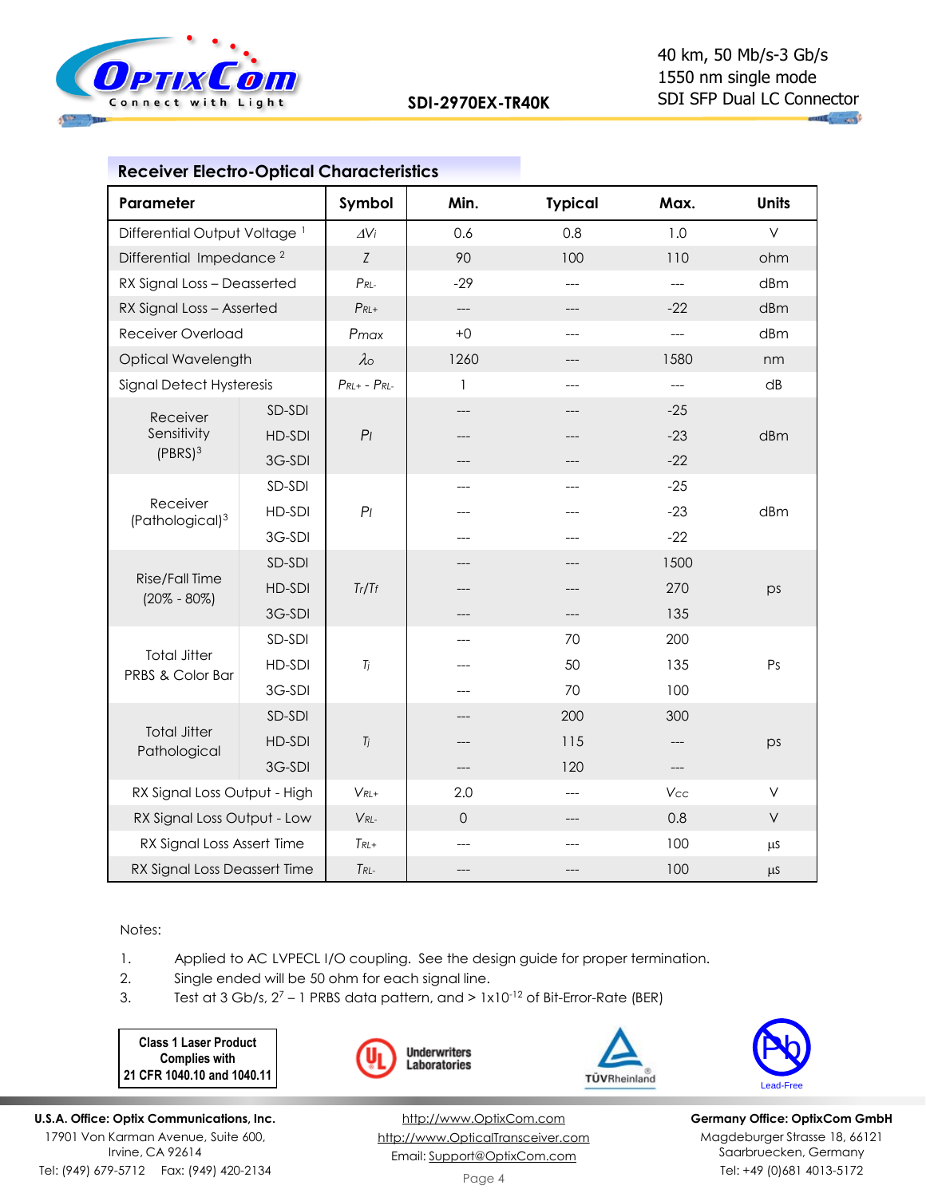## Receiver Electro-Optical Characteristics

| Parameter | | Symbol | Min. | Typical | Max. | Units |
|---|---|---|---|---|---|---|
| Differential Output Voltage [1] | | $\Delta V_i$ | 0.6 | 0.8 | 1.0 | V |
| Differential Impedance [2] | | $Z$ | 90 | 100 | 110 | ohm |
| RX Signal Loss – Deasserted | | $P_{RL-}$ | -29 | --- | --- | dBm |
| RX Signal Loss – Asserted | | $P_{RL+}$ | --- | --- | -22 | dBm |
| Receiver Overload | | $P_{max}$ | +0 | --- | --- | dBm |
| Optical Wavelength | | $\lambda_O$ | 1260 | --- | 1580 | nm |
| Signal Detect Hysteresis | | $P_{RL+} - P_{RL-}$ | 1 | --- | --- | dB |
| Receiver Sensitivity (PBRS)[3] | SD-SDI | $P_I$ | --- | --- | -25 | dBm |
| | HD-SDI | | --- | --- | -23 | |
| | 3G-SDI | | --- | --- | -22 | |
| Receiver (Pathological)[3] | SD-SDI | $P_I$ | --- | --- | -25 | dBm |
| | HD-SDI | | --- | --- | -23 | |
| | 3G-SDI | | --- | --- | -22 | |
| Rise/Fall Time (20% - 80%) | SD-SDI | $T_r/T_f$ | --- | --- | 1500 | ps |
| | HD-SDI | | --- | --- | 270 | |
| | 3G-SDI | | --- | --- | 135 | |
| Total Jitter PRBS & Color Bar | SD-SDI | $T_j$ | --- | 70 | 200 | Ps |
| | HD-SDI | | --- | 50 | 135 | |
| | 3G-SDI | | --- | 70 | 100 | |
| Total Jitter Pathological | SD-SDI | $T_j$ | --- | 200 | 300 | ps |
| | HD-SDI | | --- | 115 | --- | |
| | 3G-SDI | | --- | 120 | --- | |
| RX Signal Loss Output - High | | $V_{RL+}$ | 2.0 | --- | $V_{CC}$ | V |
| RX Signal Loss Output - Low | | $V_{RL-}$ | 0 | --- | 0.8 | V |
| RX Signal Loss Assert Time | | $T_{RL+}$ | --- | --- | 100 | µs |
| RX Signal Loss Deassert Time | | $T_{RL-}$ | --- | --- | 100 | µs |

Notes:

1. Applied to AC LVPECL I/O coupling. See the design guide for proper termination.
2. Single ended will be 50 ohm for each signal line.
3. Test at 3 Gb/s, $2^7 - 1$ PRBS data pattern, and > $1 \times 10^{-12}$ of Bit-Error-Rate (BER)

**Class 1 Laser Product Complies with 21 CFR 1040.10 and 1040.11**

Underwriters Laboratories

TÜVRheinland

Lead-Free

**U.S.A. Office: Optix Communications, Inc.**
17901 Von Karman Avenue, Suite 600,
Irvine, CA 92614
Tel: (949) 679-5712 Fax: (949) 420-2134

http://www.OptixCom.com
http://www.OpticalTransceiver.com
Email: Support@OptixCom.com

**Germany Office: OptixCom GmbH**
Magdeburger Strasse 18, 66121
Saarbruecken, Germany
Tel: +49 (0)681 4013-5172